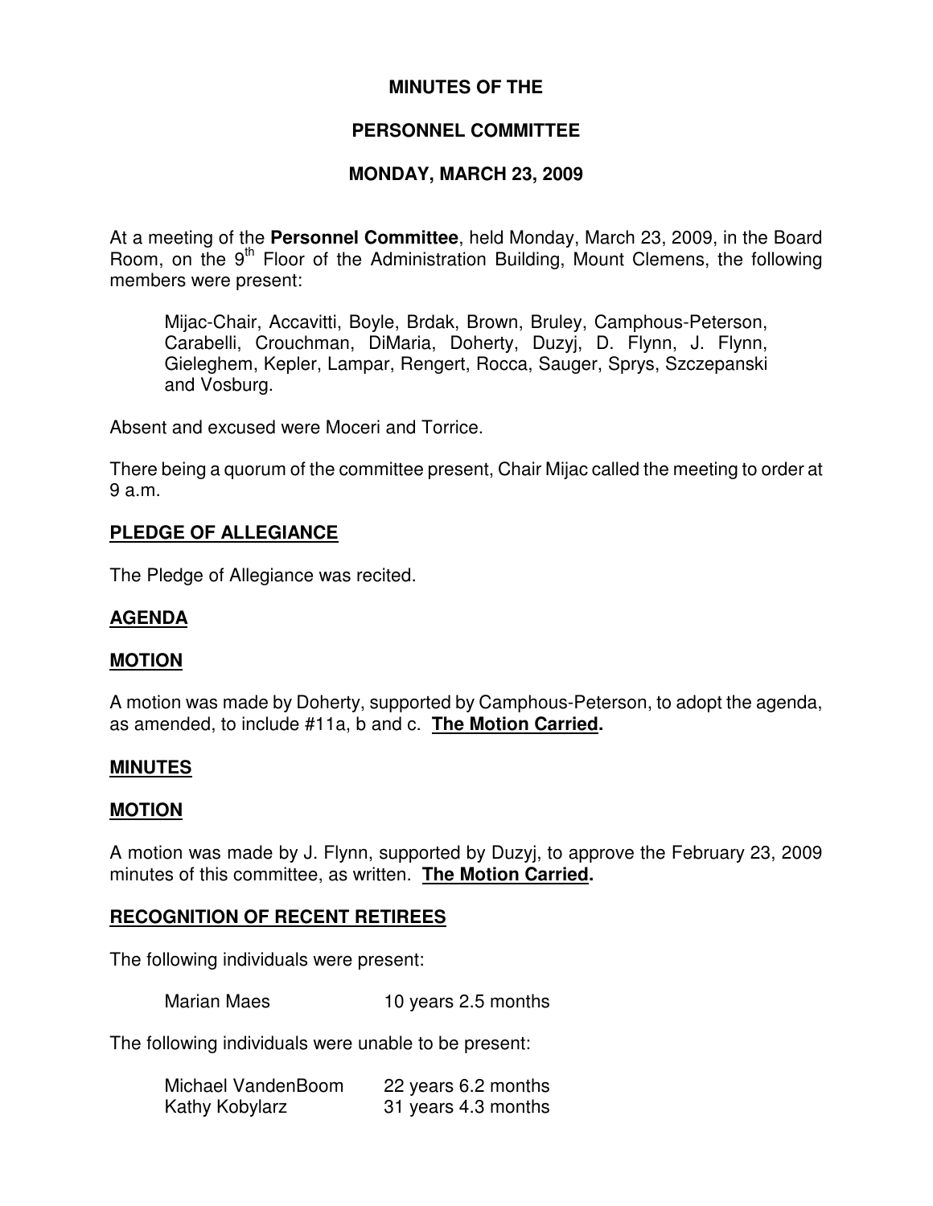# MINUTES OF THE

# PERSONNEL COMMITTEE

# MONDAY, MARCH 23, 2009

At a meeting of the **Personnel Committee**, held Monday, March 23, 2009, in the Board Room, on the 9th Floor of the Administration Building, Mount Clemens, the following members were present:

> Mijac-Chair, Accavitti, Boyle, Brdak, Brown, Bruley, Camphous-Peterson, Carabelli, Crouchman, DiMaria, Doherty, Duzyj, D. Flynn, J. Flynn, Gieleghem, Kepler, Lampar, Rengert, Rocca, Sauger, Sprys, Szczepanski and Vosburg.

Absent and excused were Moceri and Torrice.

There being a quorum of the committee present, Chair Mijac called the meeting to order at 9 a.m.

## PLEDGE OF ALLEGIANCE

The Pledge of Allegiance was recited.

## AGENDA

## MOTION

A motion was made by Doherty, supported by Camphous-Peterson, to adopt the agenda, as amended, to include #11a, b and c. **The Motion Carried.**

## MINUTES

## MOTION

A motion was made by J. Flynn, supported by Duzyj, to approve the February 23, 2009 minutes of this committee, as written. **The Motion Carried.**

## RECOGNITION OF RECENT RETIREES

The following individuals were present:

| | |
|---|---|
| Marian Maes | 10 years 2.5 months |

The following individuals were unable to be present:

| | |
|---|---|
| Michael VandenBoom | 22 years 6.2 months |
| Kathy Kobylarz | 31 years 4.3 months |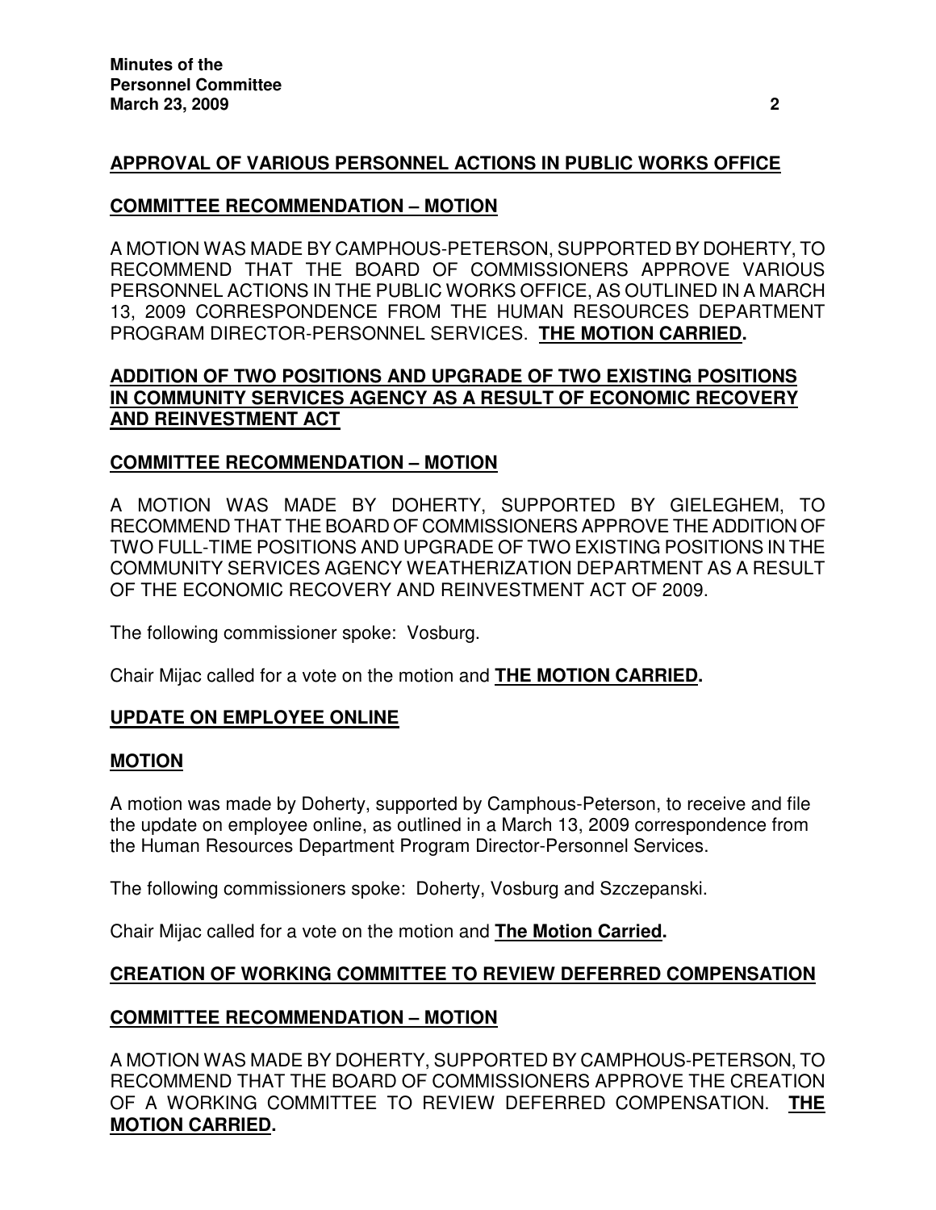**APPROVAL OF VARIOUS PERSONNEL ACTIONS IN PUBLIC WORKS OFFICE**

**COMMITTEE RECOMMENDATION – MOTION**

A MOTION WAS MADE BY CAMPHOUS-PETERSON, SUPPORTED BY DOHERTY, TO RECOMMEND THAT THE BOARD OF COMMISSIONERS APPROVE VARIOUS PERSONNEL ACTIONS IN THE PUBLIC WORKS OFFICE, AS OUTLINED IN A MARCH 13, 2009 CORRESPONDENCE FROM THE HUMAN RESOURCES DEPARTMENT PROGRAM DIRECTOR-PERSONNEL SERVICES. **THE MOTION CARRIED.**

**ADDITION OF TWO POSITIONS AND UPGRADE OF TWO EXISTING POSITIONS IN COMMUNITY SERVICES AGENCY AS A RESULT OF ECONOMIC RECOVERY AND REINVESTMENT ACT**

**COMMITTEE RECOMMENDATION – MOTION**

A MOTION WAS MADE BY DOHERTY, SUPPORTED BY GIELEGHEM, TO RECOMMEND THAT THE BOARD OF COMMISSIONERS APPROVE THE ADDITION OF TWO FULL-TIME POSITIONS AND UPGRADE OF TWO EXISTING POSITIONS IN THE COMMUNITY SERVICES AGENCY WEATHERIZATION DEPARTMENT AS A RESULT OF THE ECONOMIC RECOVERY AND REINVESTMENT ACT OF 2009.

The following commissioner spoke: Vosburg.

Chair Mijac called for a vote on the motion and **THE MOTION CARRIED.**

**UPDATE ON EMPLOYEE ONLINE**

**MOTION**

A motion was made by Doherty, supported by Camphous-Peterson, to receive and file the update on employee online, as outlined in a March 13, 2009 correspondence from the Human Resources Department Program Director-Personnel Services.

The following commissioners spoke: Doherty, Vosburg and Szczepanski.

Chair Mijac called for a vote on the motion and **The Motion Carried.**

**CREATION OF WORKING COMMITTEE TO REVIEW DEFERRED COMPENSATION**

**COMMITTEE RECOMMENDATION – MOTION**

A MOTION WAS MADE BY DOHERTY, SUPPORTED BY CAMPHOUS-PETERSON, TO RECOMMEND THAT THE BOARD OF COMMISSIONERS APPROVE THE CREATION OF A WORKING COMMITTEE TO REVIEW DEFERRED COMPENSATION. **THE MOTION CARRIED.**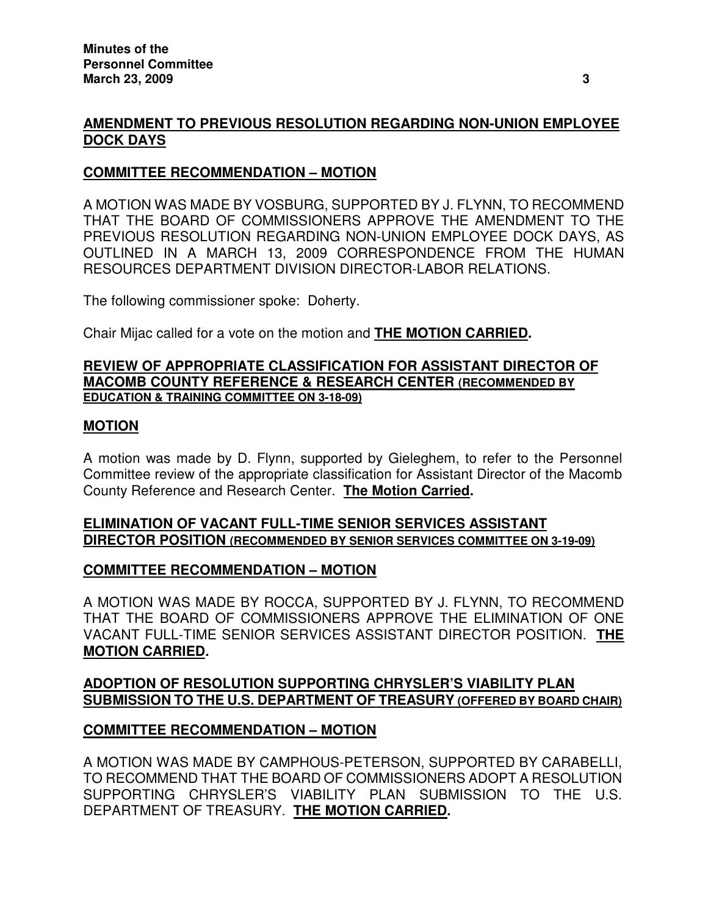**AMENDMENT TO PREVIOUS RESOLUTION REGARDING NON-UNION EMPLOYEE DOCK DAYS**

**COMMITTEE RECOMMENDATION – MOTION**

A MOTION WAS MADE BY VOSBURG, SUPPORTED BY J. FLYNN, TO RECOMMEND THAT THE BOARD OF COMMISSIONERS APPROVE THE AMENDMENT TO THE PREVIOUS RESOLUTION REGARDING NON-UNION EMPLOYEE DOCK DAYS, AS OUTLINED IN A MARCH 13, 2009 CORRESPONDENCE FROM THE HUMAN RESOURCES DEPARTMENT DIVISION DIRECTOR-LABOR RELATIONS.

The following commissioner spoke: Doherty.

Chair Mijac called for a vote on the motion and **THE MOTION CARRIED.**

**REVIEW OF APPROPRIATE CLASSIFICATION FOR ASSISTANT DIRECTOR OF MACOMB COUNTY REFERENCE & RESEARCH CENTER (RECOMMENDED BY EDUCATION & TRAINING COMMITTEE ON 3-18-09)**

**MOTION**

A motion was made by D. Flynn, supported by Gieleghem, to refer to the Personnel Committee review of the appropriate classification for Assistant Director of the Macomb County Reference and Research Center. **The Motion Carried.**

**ELIMINATION OF VACANT FULL-TIME SENIOR SERVICES ASSISTANT DIRECTOR POSITION (RECOMMENDED BY SENIOR SERVICES COMMITTEE ON 3-19-09)**

**COMMITTEE RECOMMENDATION – MOTION**

A MOTION WAS MADE BY ROCCA, SUPPORTED BY J. FLYNN, TO RECOMMEND THAT THE BOARD OF COMMISSIONERS APPROVE THE ELIMINATION OF ONE VACANT FULL-TIME SENIOR SERVICES ASSISTANT DIRECTOR POSITION. **THE MOTION CARRIED.**

**ADOPTION OF RESOLUTION SUPPORTING CHRYSLER'S VIABILITY PLAN SUBMISSION TO THE U.S. DEPARTMENT OF TREASURY (OFFERED BY BOARD CHAIR)**

**COMMITTEE RECOMMENDATION – MOTION**

A MOTION WAS MADE BY CAMPHOUS-PETERSON, SUPPORTED BY CARABELLI, TO RECOMMEND THAT THE BOARD OF COMMISSIONERS ADOPT A RESOLUTION SUPPORTING CHRYSLER'S VIABILITY PLAN SUBMISSION TO THE U.S. DEPARTMENT OF TREASURY. **THE MOTION CARRIED.**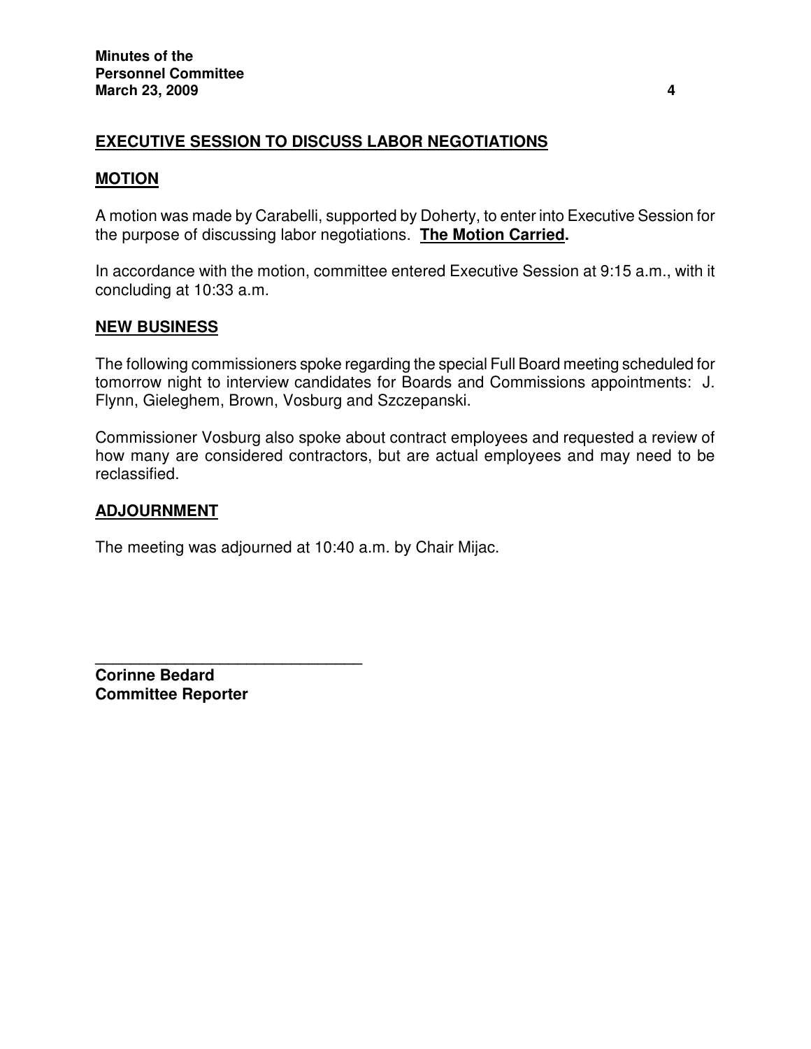## EXECUTIVE SESSION TO DISCUSS LABOR NEGOTIATIONS

### MOTION

A motion was made by Carabelli, supported by Doherty, to enter into Executive Session for the purpose of discussing labor negotiations. **The Motion Carried.**

In accordance with the motion, committee entered Executive Session at 9:15 a.m., with it concluding at 10:33 a.m.

## NEW BUSINESS

The following commissioners spoke regarding the special Full Board meeting scheduled for tomorrow night to interview candidates for Boards and Commissions appointments: J. Flynn, Gieleghem, Brown, Vosburg and Szczepanski.

Commissioner Vosburg also spoke about contract employees and requested a review of how many are considered contractors, but are actual employees and may need to be reclassified.

## ADJOURNMENT

The meeting was adjourned at 10:40 a.m. by Chair Mijac.

\_\_\_\_\_\_\_\_\_\_\_\_\_\_\_\_\_\_\_\_\_\_\_\_\_\_\_\_\_\_

**Corinne Bedard**
**Committee Reporter**